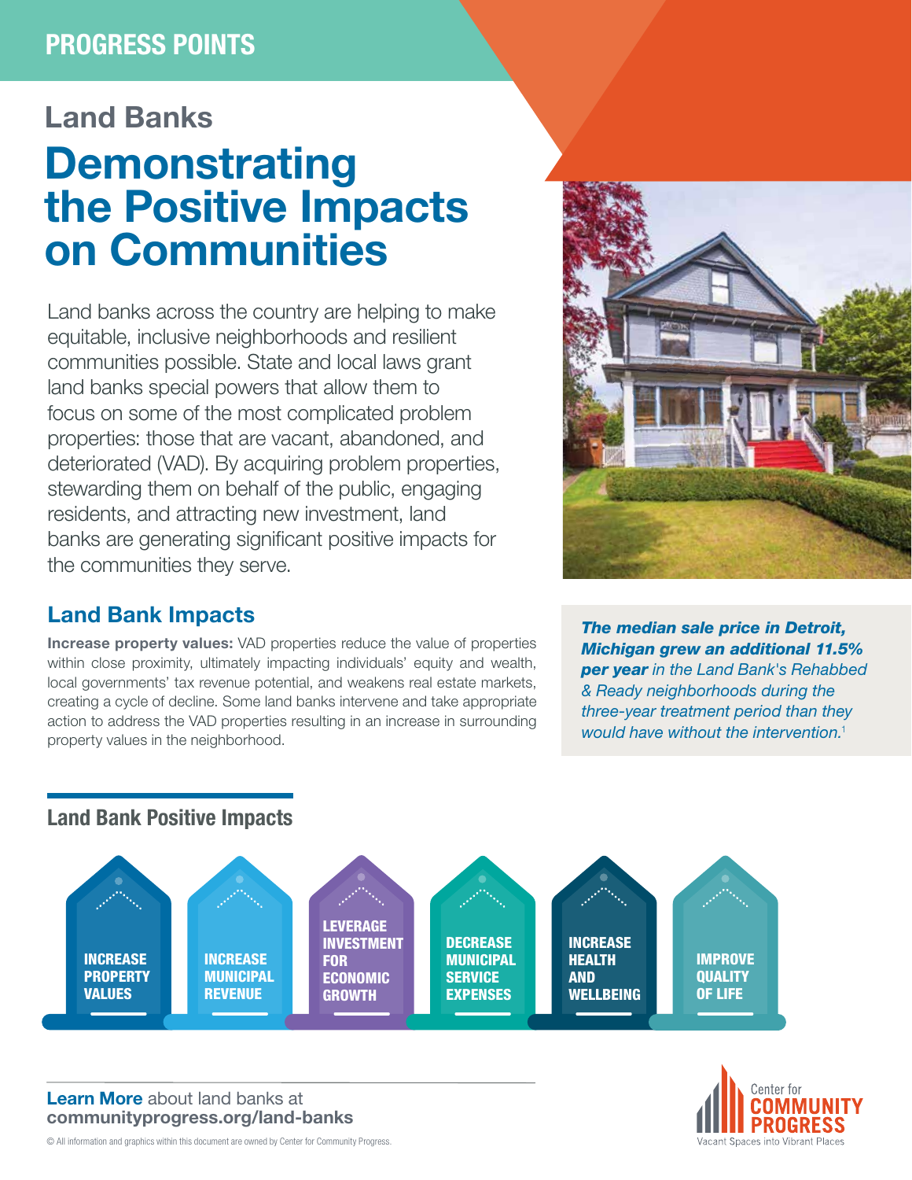PROGRESS POINTS

## Land Banks

# Demonstrating the Positive Impacts on Communities

Land banks across the country are helping to make equitable, inclusive neighborhoods and resilient communities possible. State and local laws grant land banks special powers that allow them to focus on some of the most complicated problem properties: those that are vacant, abandoned, and deteriorated (VAD). By acquiring problem properties, stewarding them on behalf of the public, engaging residents, and attracting new investment, land banks are generating significant positive impacts for the communities they serve.

## Land Bank Impacts

**Increase property values:** VAD properties reduce the value of properties within close proximity, ultimately impacting individuals' equity and wealth, local governments' tax revenue potential, and weakens real estate markets, creating a cycle of decline. Some land banks intervene and take appropriate action to address the VAD properties resulting in an increase in surrounding property values in the neighborhood.

***The median sale price in Detroit, Michigan grew an additional 11.5% per year*** *in the Land Bank's Rehabbed & Ready neighborhoods during the three-year treatment period than they would have without the intervention.*[1]

### Land Bank Positive Impacts

- INCREASE PROPERTY VALUES
- INCREASE MUNICIPAL REVENUE
- LEVERAGE INVESTMENT FOR ECONOMIC GROWTH
- DECREASE MUNICIPAL SERVICE EXPENSES
- INCREASE HEALTH AND WELLBEING
- IMPROVE QUALITY OF LIFE

**Learn More** about land banks at **communityprogress.org/land-banks**

© All information and graphics within this document are owned by Center for Community Progress.

Center for COMMUNITY PROGRESS
Vacant Spaces into Vibrant Places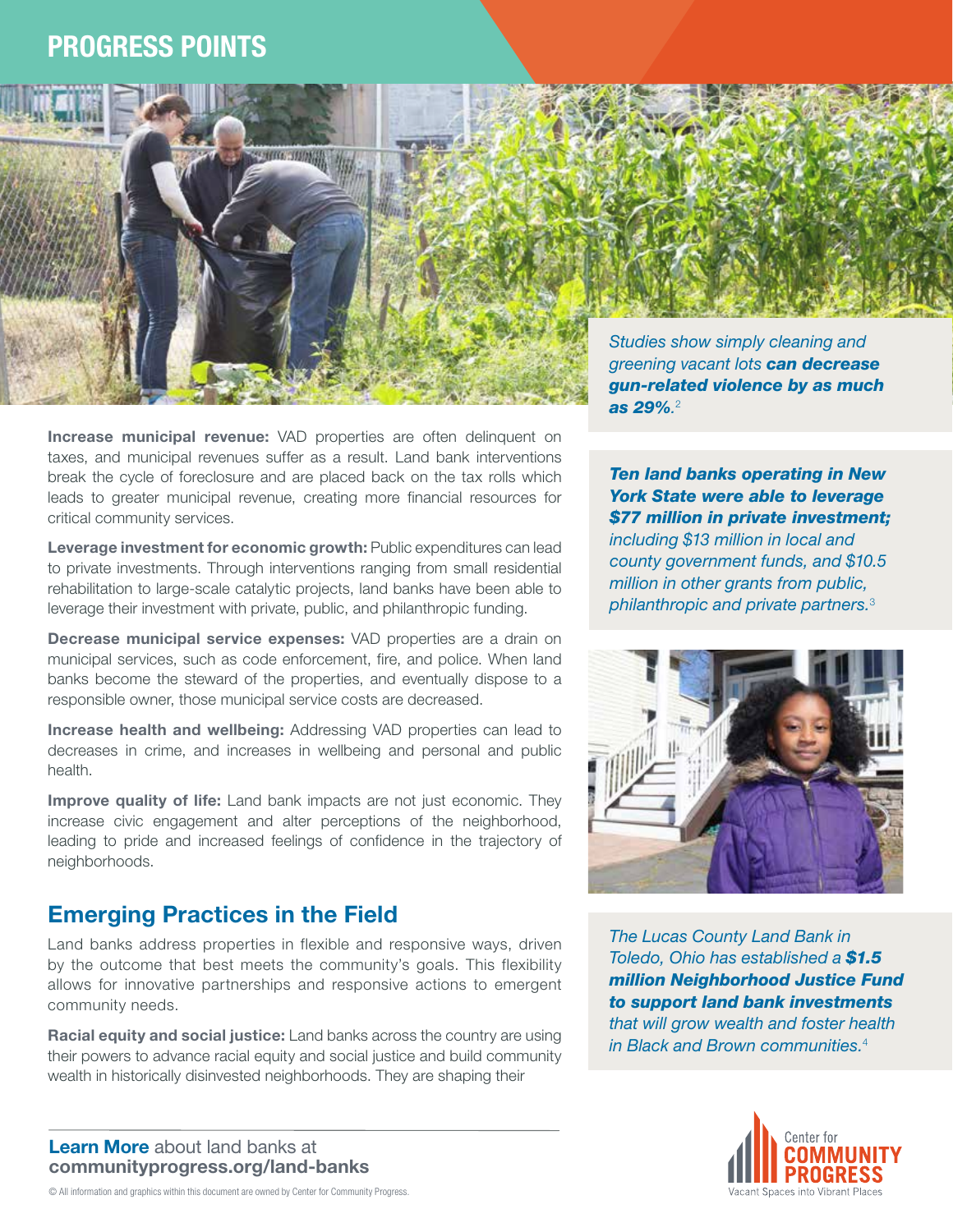# PROGRESS POINTS

**Increase municipal revenue:** VAD properties are often delinquent on taxes, and municipal revenues suffer as a result. Land bank interventions break the cycle of foreclosure and are placed back on the tax rolls which leads to greater municipal revenue, creating more financial resources for critical community services.

**Leverage investment for economic growth:** Public expenditures can lead to private investments. Through interventions ranging from small residential rehabilitation to large-scale catalytic projects, land banks have been able to leverage their investment with private, public, and philanthropic funding.

**Decrease municipal service expenses:** VAD properties are a drain on municipal services, such as code enforcement, fire, and police. When land banks become the steward of the properties, and eventually dispose to a responsible owner, those municipal service costs are decreased.

**Increase health and wellbeing:** Addressing VAD properties can lead to decreases in crime, and increases in wellbeing and personal and public health.

**Improve quality of life:** Land bank impacts are not just economic. They increase civic engagement and alter perceptions of the neighborhood, leading to pride and increased feelings of confidence in the trajectory of neighborhoods.

## Emerging Practices in the Field

Land banks address properties in flexible and responsive ways, driven by the outcome that best meets the community's goals. This flexibility allows for innovative partnerships and responsive actions to emergent community needs.

**Racial equity and social justice:** Land banks across the country are using their powers to advance racial equity and social justice and build community wealth in historically disinvested neighborhoods. They are shaping their

*Studies show simply cleaning and greening vacant lots **can decrease gun-related violence by as much as 29%**.*[2]

***Ten land banks operating in New York State were able to leverage $77 million in private investment;** including $13 million in local and county government funds, and $10.5 million in other grants from public, philanthropic and private partners.*[3]

*The Lucas County Land Bank in Toledo, Ohio has established a **$1.5 million Neighborhood Justice Fund to support land bank investments** that will grow wealth and foster health in Black and Brown communities.*[4]

**Learn More** about land banks at **communityprogress.org/land-banks**

© All information and graphics within this document are owned by Center for Community Progress.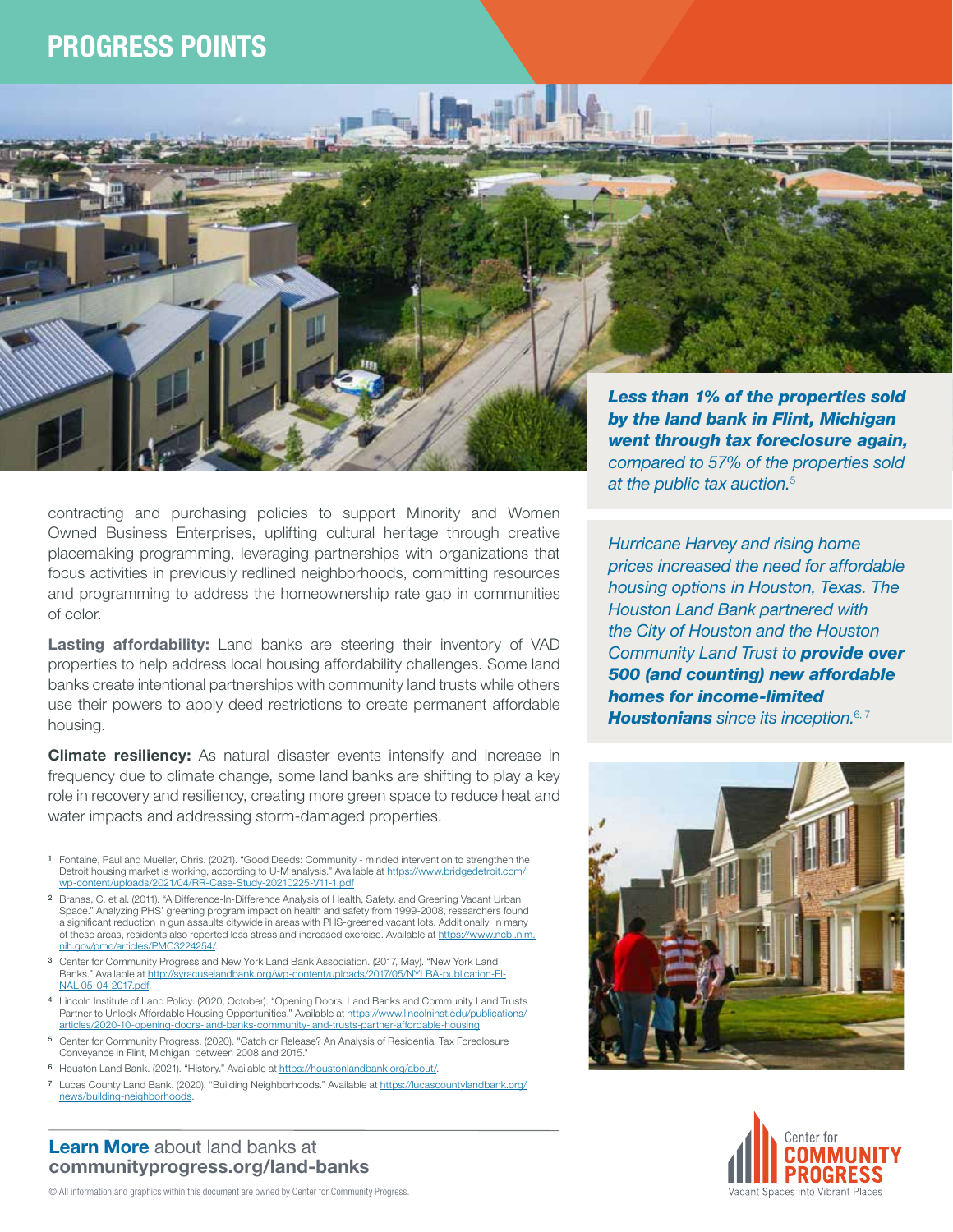# PROGRESS POINTS

contracting and purchasing policies to support Minority and Women Owned Business Enterprises, uplifting cultural heritage through creative placemaking programming, leveraging partnerships with organizations that focus activities in previously redlined neighborhoods, committing resources and programming to address the homeownership rate gap in communities of color.

**Lasting affordability:** Land banks are steering their inventory of VAD properties to help address local housing affordability challenges. Some land banks create intentional partnerships with community land trusts while others use their powers to apply deed restrictions to create permanent affordable housing.

**Climate resiliency:** As natural disaster events intensify and increase in frequency due to climate change, some land banks are shifting to play a key role in recovery and resiliency, creating more green space to reduce heat and water impacts and addressing storm-damaged properties.

***Less than 1% of the properties sold by the land bank in Flint, Michigan went through tax foreclosure again,*** *compared to 57% of the properties sold at the public tax auction.*[5]

*Hurricane Harvey and rising home prices increased the need for affordable housing options in Houston, Texas. The Houston Land Bank partnered with the City of Houston and the Houston Community Land Trust to* ***provide over 500 (and counting) new affordable homes for income-limited Houstonians*** *since its inception.*[6, 7]

1. Fontaine, Paul and Mueller, Chris. (2021). "Good Deeds: Community - minded intervention to strengthen the Detroit housing market is working, according to U-M analysis." Available at https://www.bridgedetroit.com/wp-content/uploads/2021/04/RR-Case-Study-20210225-V11-1.pdf
2. Branas, C. et al. (2011). "A Difference-In-Difference Analysis of Health, Safety, and Greening Vacant Urban Space." Analyzing PHS' greening program impact on health and safety from 1999-2008, researchers found a significant reduction in gun assaults citywide in areas with PHS-greened vacant lots. Additionally, in many of these areas, residents also reported less stress and increased exercise. Available at https://www.ncbi.nlm.nih.gov/pmc/articles/PMC3224254/.
3. Center for Community Progress and New York Land Bank Association. (2017, May). "New York Land Banks." Available at http://syracuselandbank.org/wp-content/uploads/2017/05/NYLBA-publication-FINAL-05-04-2017.pdf.
4. Lincoln Institute of Land Policy. (2020, October). "Opening Doors: Land Banks and Community Land Trusts Partner to Unlock Affordable Housing Opportunities." Available at https://www.lincolninst.edu/publications/articles/2020-10-opening-doors-land-banks-community-land-trusts-partner-affordable-housing.
5. Center for Community Progress. (2020). "Catch or Release? An Analysis of Residential Tax Foreclosure Conveyance in Flint, Michigan, between 2008 and 2015."
6. Houston Land Bank. (2021). "History." Available at https://houstonlandbank.org/about/.
7. Lucas County Land Bank. (2020). "Building Neighborhoods." Available at https://lucascountylandbank.org/news/building-neighborhoods.

**Learn More** about land banks at **communityprogress.org/land-banks**

© All information and graphics within this document are owned by Center for Community Progress.

Center for COMMUNITY PROGRESS
Vacant Spaces into Vibrant Places